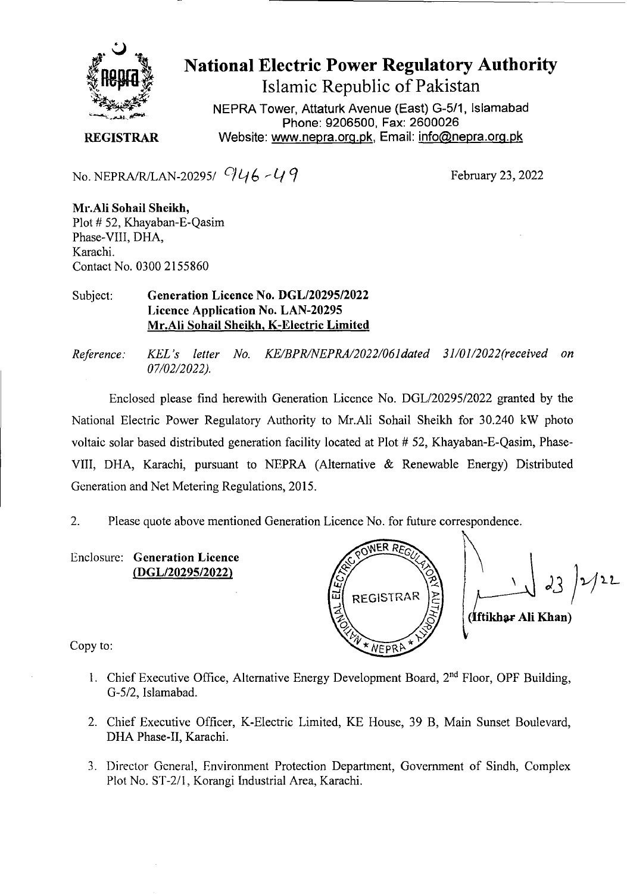# National Electric Power Regulatory Authority

Islamic Republic of Pakistan

NEPRA Tower, Attaturk Avenue (East) G-5/1, Islamabad
Phone: 9206500, Fax: 2600026
Website: www.nepra.org.pk, Email: info@nepra.org.pk

**REGISTRAR**

No. NEPRA/R/LAN-20295/ 946-49

February 23, 2022

**Mr.Ali Sohail Sheikh,**
Plot # 52, Khayaban-E-Qasim
Phase-VIII, DHA,
Karachi.
Contact No. 0300 2155860

Subject: **Generation Licence No. DGL/20295/2022**
**Licence Application No. LAN-20295**
**Mr.Ali Sohail Sheikh, K-Electric Limited**

*Reference: KEL's letter No. KE/BPR/NEPRA/2022/061dated 31/01/2022(received on 07/02/2022).*

Enclosed please find herewith Generation Licence No. DGL/20295/2022 granted by the National Electric Power Regulatory Authority to Mr.Ali Sohail Sheikh for 30.240 kW photo voltaic solar based distributed generation facility located at Plot # 52, Khayaban-E-Qasim, Phase-VIII, DHA, Karachi, pursuant to NEPRA (Alternative & Renewable Energy) Distributed Generation and Net Metering Regulations, 2015.

2. Please quote above mentioned Generation Licence No. for future correspondence.

Enclosure: **Generation Licence**
**(DGL/20295/2022)**

23/2/22
**(Iftikhar Ali Khan)**

Copy to:

1. Chief Executive Office, Alternative Energy Development Board, 2nd Floor, OPF Building, G-5/2, Islamabad.
2. Chief Executive Officer, K-Electric Limited, KE House, 39 B, Main Sunset Boulevard, DHA Phase-II, Karachi.
3. Director General, Environment Protection Department, Government of Sindh, Complex Plot No. ST-2/1, Korangi Industrial Area, Karachi.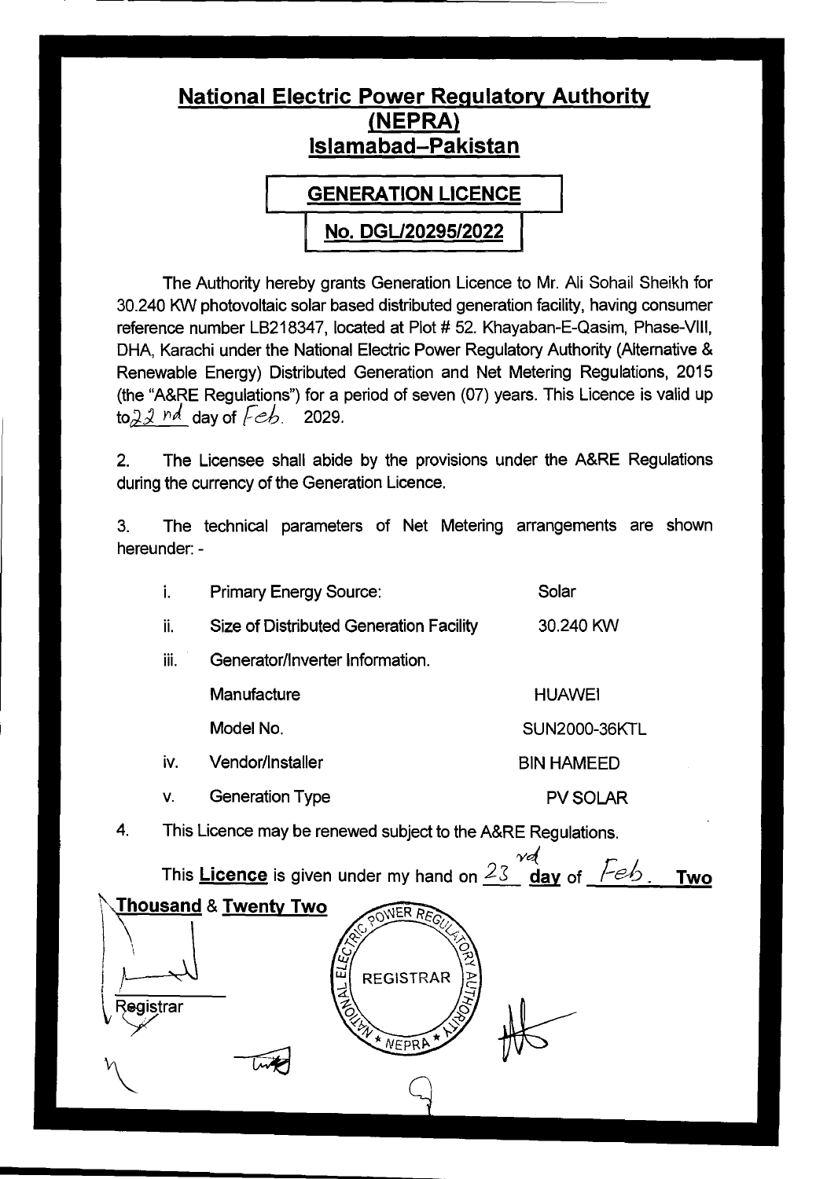# National Electric Power Regulatory Authority (NEPRA) Islamabad–Pakistan

## GENERATION LICENCE

## No. DGL/20295/2022

The Authority hereby grants Generation Licence to Mr. Ali Sohail Sheikh for 30.240 KW photovoltaic solar based distributed generation facility, having consumer reference number LB218347, located at Plot # 52. Khayaban-E-Qasim, Phase-VIII, DHA, Karachi under the National Electric Power Regulatory Authority (Alternative & Renewable Energy) Distributed Generation and Net Metering Regulations, 2015 (the "A&RE Regulations") for a period of seven (07) years. This Licence is valid up to 22 nd day of Feb. 2029.

2. The Licensee shall abide by the provisions under the A&RE Regulations during the currency of the Generation Licence.

3. The technical parameters of Net Metering arrangements are shown hereunder: -

| | | |
|---|---|---|
| i. | Primary Energy Source: | Solar |
| ii. | Size of Distributed Generation Facility | 30.240 KW |
| iii. | Generator/Inverter Information. | |
| | Manufacture | HUAWEI |
| | Model No. | SUN2000-36KTL |
| iv. | Vendor/Installer | BIN HAMEED |
| v. | Generation Type | PV SOLAR |

4. This Licence may be renewed subject to the A&RE Regulations.

This **Licence** is given under my hand on 23 rd **day** of Feb. **Two Thousand** & **Twenty Two**

Registrar

REGISTRAR
NATIONAL ELECTRIC POWER REGULATORY AUTHORITY
NEPRA